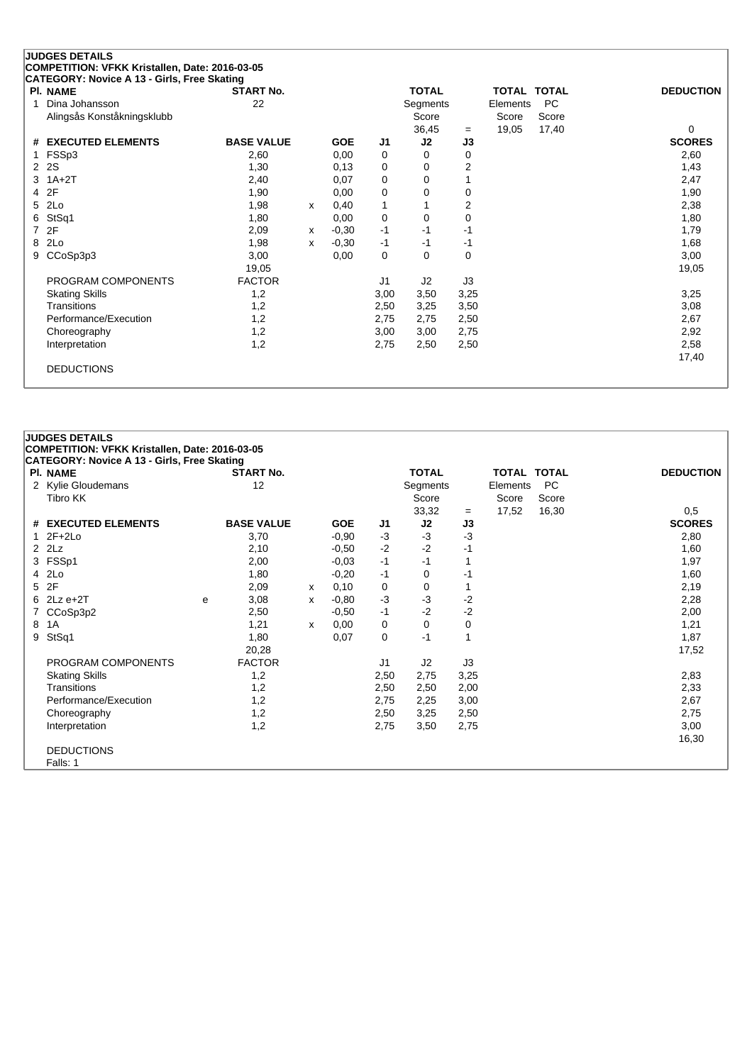## JUDGES DETAILS

**COMPETITION: VFKK Kristallen, Date: 2016-03-05**

**CATEGORY: Novice A 13 - Girls, Free Skating**

| Pl. | NAME | START No. | TOTAL Segments Score | = | TOTAL Elements Score | TOTAL PC Score | DEDUCTION |
|---|---|---|---|---|---|---|---|
| 1 | Dina Johansson<br>Alingsås Konståkningsklubb | 22 | 36,45 | = | 19,05 | 17,40 | 0 |

| # | EXECUTED ELEMENTS | | BASE VALUE | | GOE | J1 | J2 | J3 | SCORES |
|---|---|---|---|---|---|---|---|---|---|
| 1 | FSSp3 | | 2,60 | | 0,00 | 0 | 0 | 0 | 2,60 |
| 2 | 2S | | 1,30 | | 0,13 | 0 | 0 | 2 | 1,43 |
| 3 | 1A+2T | | 2,40 | | 0,07 | 0 | 0 | 1 | 2,47 |
| 4 | 2F | | 1,90 | | 0,00 | 0 | 0 | 0 | 1,90 |
| 5 | 2Lo | | 1,98 | x | 0,40 | 1 | 1 | 2 | 2,38 |
| 6 | StSq1 | | 1,80 | | 0,00 | 0 | 0 | 0 | 1,80 |
| 7 | 2F | | 2,09 | x | -0,30 | -1 | -1 | -1 | 1,79 |
| 8 | 2Lo | | 1,98 | x | -0,30 | -1 | -1 | -1 | 1,68 |
| 9 | CCoSp3p3 | | 3,00 | | 0,00 | 0 | 0 | 0 | 3,00 |
| | | | 19,05 | | | | | | 19,05 |

| PROGRAM COMPONENTS | FACTOR | J1 | J2 | J3 | |
|---|---|---|---|---|---|
| Skating Skills | 1,2 | 3,00 | 3,50 | 3,25 | 3,25 |
| Transitions | 1,2 | 2,50 | 3,25 | 3,50 | 3,08 |
| Performance/Execution | 1,2 | 2,75 | 2,75 | 2,50 | 2,67 |
| Choreography | 1,2 | 3,00 | 3,00 | 2,75 | 2,92 |
| Interpretation | 1,2 | 2,75 | 2,50 | 2,50 | 2,58 |
| | | | | | 17,40 |

DEDUCTIONS

## JUDGES DETAILS

**COMPETITION: VFKK Kristallen, Date: 2016-03-05**

**CATEGORY: Novice A 13 - Girls, Free Skating**

| Pl. | NAME | START No. | TOTAL Segments Score | = | TOTAL Elements Score | TOTAL PC Score | DEDUCTION |
|---|---|---|---|---|---|---|---|
| 2 | Kylie Gloudemans<br>Tibro KK | 12 | 33,32 | = | 17,52 | 16,30 | 0,5 |

| # | EXECUTED ELEMENTS | | BASE VALUE | | GOE | J1 | J2 | J3 | SCORES |
|---|---|---|---|---|---|---|---|---|---|
| 1 | 2F+2Lo | | 3,70 | | -0,90 | -3 | -3 | -3 | 2,80 |
| 2 | 2Lz | | 2,10 | | -0,50 | -2 | -2 | -1 | 1,60 |
| 3 | FSSp1 | | 2,00 | | -0,03 | -1 | -1 | 1 | 1,97 |
| 4 | 2Lo | | 1,80 | | -0,20 | -1 | 0 | -1 | 1,60 |
| 5 | 2F | | 2,09 | x | 0,10 | 0 | 0 | 1 | 2,19 |
| 6 | 2Lz e+2T | e | 3,08 | x | -0,80 | -3 | -3 | -2 | 2,28 |
| 7 | CCoSp3p2 | | 2,50 | | -0,50 | -1 | -2 | -2 | 2,00 |
| 8 | 1A | | 1,21 | x | 0,00 | 0 | 0 | 0 | 1,21 |
| 9 | StSq1 | | 1,80 | | 0,07 | 0 | -1 | 1 | 1,87 |
| | | | 20,28 | | | | | | 17,52 |

| PROGRAM COMPONENTS | FACTOR | J1 | J2 | J3 | |
|---|---|---|---|---|---|
| Skating Skills | 1,2 | 2,50 | 2,75 | 3,25 | 2,83 |
| Transitions | 1,2 | 2,50 | 2,50 | 2,00 | 2,33 |
| Performance/Execution | 1,2 | 2,75 | 2,25 | 3,00 | 2,67 |
| Choreography | 1,2 | 2,50 | 3,25 | 2,50 | 2,75 |
| Interpretation | 1,2 | 2,75 | 3,50 | 2,75 | 3,00 |
| | | | | | 16,30 |

DEDUCTIONS

Falls: 1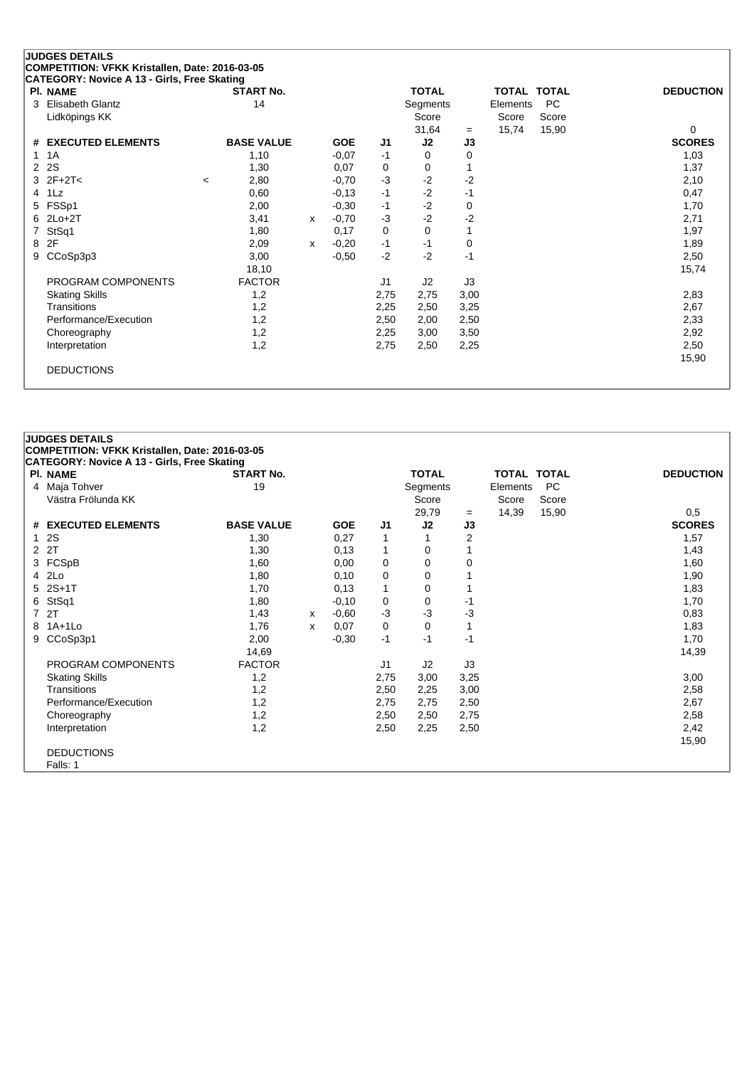## JUDGES DETAILS

**COMPETITION: VFKK Kristallen, Date: 2016-03-05**

**CATEGORY: Novice A 13 - Girls, Free Skating**

| Pl. | NAME | START No. | TOTAL Segments Score | = | TOTAL Elements Score | TOTAL PC Score | DEDUCTION |
|---|---|---|---|---|---|---|---|
| 3 | Elisabeth Glantz<br>Lidköpings KK | 14 | 31,64 | = | 15,74 | 15,90 | 0 |

| # | EXECUTED ELEMENTS | | BASE VALUE | | GOE | J1 | J2 | J3 | SCORES |
|---|---|---|---|---|---|---|---|---|---|
| 1 | 1A | | 1,10 | | -0,07 | -1 | 0 | 0 | 1,03 |
| 2 | 2S | | 1,30 | | 0,07 | 0 | 0 | 1 | 1,37 |
| 3 | 2F+2T< | < | 2,80 | | -0,70 | -3 | -2 | -2 | 2,10 |
| 4 | 1Lz | | 0,60 | | -0,13 | -1 | -2 | -1 | 0,47 |
| 5 | FSSp1 | | 2,00 | | -0,30 | -1 | -2 | 0 | 1,70 |
| 6 | 2Lo+2T | | 3,41 | x | -0,70 | -3 | -2 | -2 | 2,71 |
| 7 | StSq1 | | 1,80 | | 0,17 | 0 | 0 | 1 | 1,97 |
| 8 | 2F | | 2,09 | x | -0,20 | -1 | -1 | 0 | 1,89 |
| 9 | CCoSp3p3 | | 3,00 | | -0,50 | -2 | -2 | -1 | 2,50 |
| | | | 18,10 | | | | | | 15,74 |

| PROGRAM COMPONENTS | FACTOR | J1 | J2 | J3 | |
|---|---|---|---|---|---|
| Skating Skills | 1,2 | 2,75 | 2,75 | 3,00 | 2,83 |
| Transitions | 1,2 | 2,25 | 2,50 | 3,25 | 2,67 |
| Performance/Execution | 1,2 | 2,50 | 2,00 | 2,50 | 2,33 |
| Choreography | 1,2 | 2,25 | 3,00 | 3,50 | 2,92 |
| Interpretation | 1,2 | 2,75 | 2,50 | 2,25 | 2,50 |
| | | | | | 15,90 |

DEDUCTIONS

## JUDGES DETAILS

**COMPETITION: VFKK Kristallen, Date: 2016-03-05**

**CATEGORY: Novice A 13 - Girls, Free Skating**

| Pl. | NAME | START No. | TOTAL Segments Score | = | TOTAL Elements Score | TOTAL PC Score | DEDUCTION |
|---|---|---|---|---|---|---|---|
| 4 | Maja Tohver<br>Västra Frölunda KK | 19 | 29,79 | = | 14,39 | 15,90 | 0,5 |

| # | EXECUTED ELEMENTS | | BASE VALUE | | GOE | J1 | J2 | J3 | SCORES |
|---|---|---|---|---|---|---|---|---|---|
| 1 | 2S | | 1,30 | | 0,27 | 1 | 1 | 2 | 1,57 |
| 2 | 2T | | 1,30 | | 0,13 | 1 | 0 | 1 | 1,43 |
| 3 | FCSpB | | 1,60 | | 0,00 | 0 | 0 | 0 | 1,60 |
| 4 | 2Lo | | 1,80 | | 0,10 | 0 | 0 | 1 | 1,90 |
| 5 | 2S+1T | | 1,70 | | 0,13 | 1 | 0 | 1 | 1,83 |
| 6 | StSq1 | | 1,80 | | -0,10 | 0 | 0 | -1 | 1,70 |
| 7 | 2T | | 1,43 | x | -0,60 | -3 | -3 | -3 | 0,83 |
| 8 | 1A+1Lo | | 1,76 | x | 0,07 | 0 | 0 | 1 | 1,83 |
| 9 | CCoSp3p1 | | 2,00 | | -0,30 | -1 | -1 | -1 | 1,70 |
| | | | 14,69 | | | | | | 14,39 |

| PROGRAM COMPONENTS | FACTOR | J1 | J2 | J3 | |
|---|---|---|---|---|---|
| Skating Skills | 1,2 | 2,75 | 3,00 | 3,25 | 3,00 |
| Transitions | 1,2 | 2,50 | 2,25 | 3,00 | 2,58 |
| Performance/Execution | 1,2 | 2,75 | 2,75 | 2,50 | 2,67 |
| Choreography | 1,2 | 2,50 | 2,50 | 2,75 | 2,58 |
| Interpretation | 1,2 | 2,50 | 2,25 | 2,50 | 2,42 |
| | | | | | 15,90 |

DEDUCTIONS

Falls: 1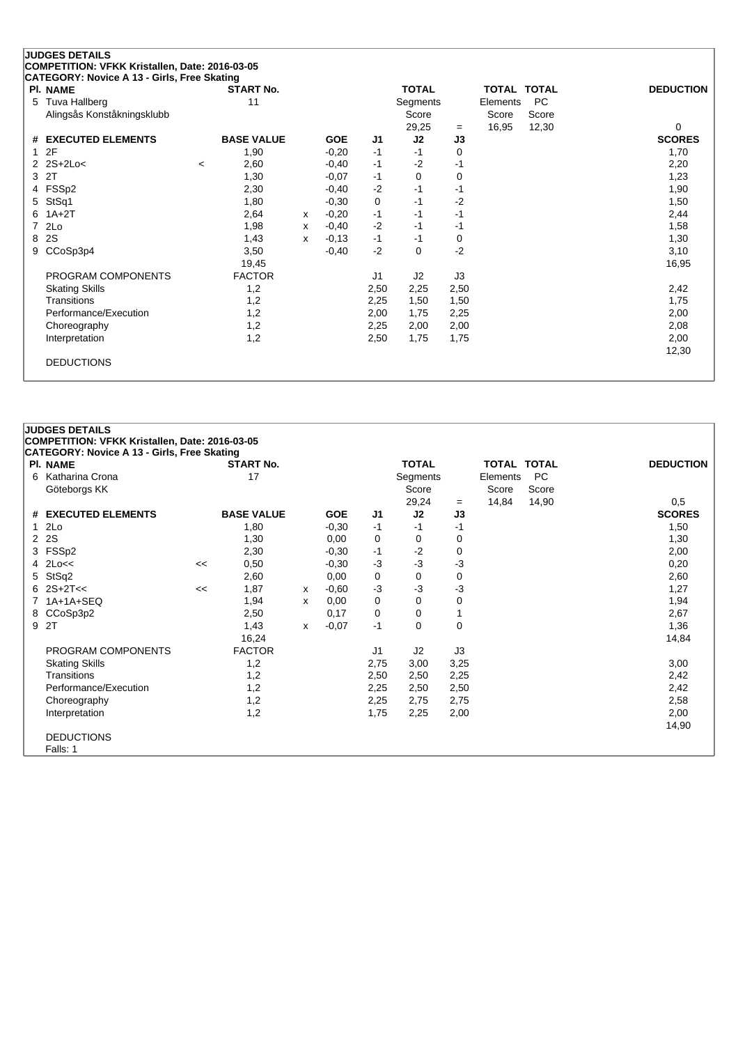## JUDGES DETAILS

**COMPETITION: VFKK Kristallen, Date: 2016-03-05**

**CATEGORY: Novice A 13 - Girls, Free Skating**

| Pl. | NAME | START No. | TOTAL Segments Score | = | TOTAL Elements Score | TOTAL PC Score | DEDUCTION |
|---|---|---|---|---|---|---|---|
| 5 | Tuva Hallberg<br>Alingsås Konståkningsklubb | 11 | 29,25 | = | 16,95 | 12,30 | 0 |

| # | EXECUTED ELEMENTS | | BASE VALUE | | GOE | J1 | J2 | J3 | SCORES |
|---|---|---|---|---|---|---|---|---|---|
| 1 | 2F | | 1,90 | | -0,20 | -1 | -1 | 0 | 1,70 |
| 2 | 2S+2Lo< | < | 2,60 | | -0,40 | -1 | -2 | -1 | 2,20 |
| 3 | 2T | | 1,30 | | -0,07 | -1 | 0 | 0 | 1,23 |
| 4 | FSSp2 | | 2,30 | | -0,40 | -2 | -1 | -1 | 1,90 |
| 5 | StSq1 | | 1,80 | | -0,30 | 0 | -1 | -2 | 1,50 |
| 6 | 1A+2T | | 2,64 | x | -0,20 | -1 | -1 | -1 | 2,44 |
| 7 | 2Lo | | 1,98 | x | -0,40 | -2 | -1 | -1 | 1,58 |
| 8 | 2S | | 1,43 | x | -0,13 | -1 | -1 | 0 | 1,30 |
| 9 | CCoSp3p4 | | 3,50 | | -0,40 | -2 | 0 | -2 | 3,10 |
| | | | 19,45 | | | | | | 16,95 |

| PROGRAM COMPONENTS | FACTOR | J1 | J2 | J3 | SCORES |
|---|---|---|---|---|---|
| Skating Skills | 1,2 | 2,50 | 2,25 | 2,50 | 2,42 |
| Transitions | 1,2 | 2,25 | 1,50 | 1,50 | 1,75 |
| Performance/Execution | 1,2 | 2,00 | 1,75 | 2,25 | 2,00 |
| Choreography | 1,2 | 2,25 | 2,00 | 2,00 | 2,08 |
| Interpretation | 1,2 | 2,50 | 1,75 | 1,75 | 2,00 |
| | | | | | 12,30 |

DEDUCTIONS

## JUDGES DETAILS

**COMPETITION: VFKK Kristallen, Date: 2016-03-05**

**CATEGORY: Novice A 13 - Girls, Free Skating**

| Pl. | NAME | START No. | TOTAL Segments Score | = | TOTAL Elements Score | TOTAL PC Score | DEDUCTION |
|---|---|---|---|---|---|---|---|
| 6 | Katharina Crona<br>Göteborgs KK | 17 | 29,24 | = | 14,84 | 14,90 | 0,5 |

| # | EXECUTED ELEMENTS | | BASE VALUE | | GOE | J1 | J2 | J3 | SCORES |
|---|---|---|---|---|---|---|---|---|---|
| 1 | 2Lo | | 1,80 | | -0,30 | -1 | -1 | -1 | 1,50 |
| 2 | 2S | | 1,30 | | 0,00 | 0 | 0 | 0 | 1,30 |
| 3 | FSSp2 | | 2,30 | | -0,30 | -1 | -2 | 0 | 2,00 |
| 4 | 2Lo<< | << | 0,50 | | -0,30 | -3 | -3 | -3 | 0,20 |
| 5 | StSq2 | | 2,60 | | 0,00 | 0 | 0 | 0 | 2,60 |
| 6 | 2S+2T<< | << | 1,87 | x | -0,60 | -3 | -3 | -3 | 1,27 |
| 7 | 1A+1A+SEQ | | 1,94 | x | 0,00 | 0 | 0 | 0 | 1,94 |
| 8 | CCoSp3p2 | | 2,50 | | 0,17 | 0 | 0 | 1 | 2,67 |
| 9 | 2T | | 1,43 | x | -0,07 | -1 | 0 | 0 | 1,36 |
| | | | 16,24 | | | | | | 14,84 |

| PROGRAM COMPONENTS | FACTOR | J1 | J2 | J3 | SCORES |
|---|---|---|---|---|---|
| Skating Skills | 1,2 | 2,75 | 3,00 | 3,25 | 3,00 |
| Transitions | 1,2 | 2,50 | 2,50 | 2,25 | 2,42 |
| Performance/Execution | 1,2 | 2,25 | 2,50 | 2,50 | 2,42 |
| Choreography | 1,2 | 2,25 | 2,75 | 2,75 | 2,58 |
| Interpretation | 1,2 | 1,75 | 2,25 | 2,00 | 2,00 |
| | | | | | 14,90 |

DEDUCTIONS

Falls: 1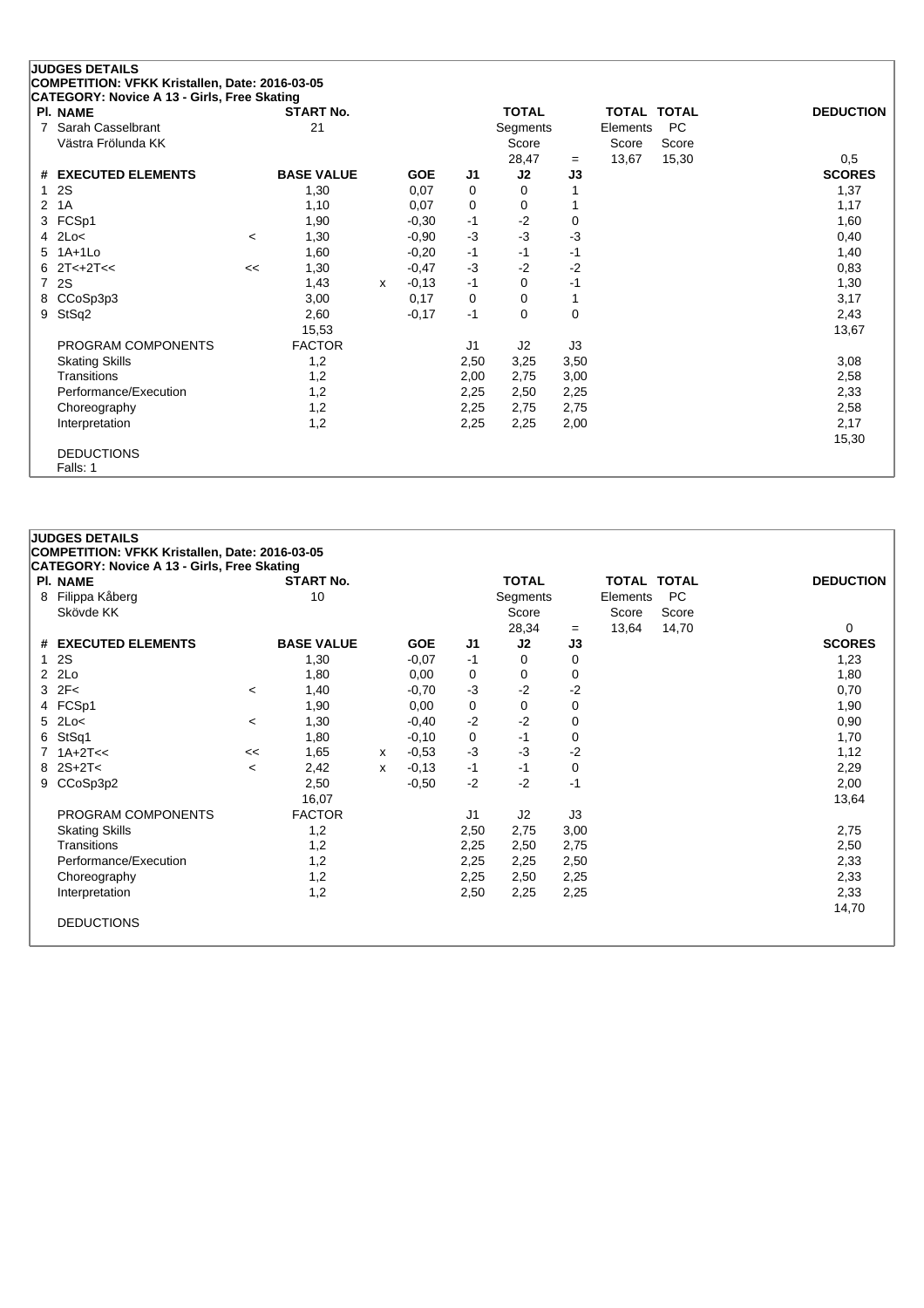**JUDGES DETAILS**

**COMPETITION: VFKK Kristallen, Date: 2016-03-05**

**CATEGORY: Novice A 13 - Girls, Free Skating**

| Pl. | NAME | START No. | TOTAL Segments Score | = | TOTAL Elements Score | TOTAL PC Score | DEDUCTION |
|---|---|---|---|---|---|---|---|
| 7 | Sarah Casselbrant, Västra Frölunda KK | 21 | 28,47 | = | 13,67 | 15,30 | 0,5 |

| # | EXECUTED ELEMENTS | | BASE VALUE | | GOE | J1 | J2 | J3 | SCORES |
|---|---|---|---|---|---|---|---|---|---|
| 1 | 2S | | 1,30 | | 0,07 | 0 | 0 | 1 | 1,37 |
| 2 | 1A | | 1,10 | | 0,07 | 0 | 0 | 1 | 1,17 |
| 3 | FCSp1 | | 1,90 | | -0,30 | -1 | -2 | 0 | 1,60 |
| 4 | 2Lo< | < | 1,30 | | -0,90 | -3 | -3 | -3 | 0,40 |
| 5 | 1A+1Lo | | 1,60 | | -0,20 | -1 | -1 | -1 | 1,40 |
| 6 | 2T<+2T<< | << | 1,30 | | -0,47 | -3 | -2 | -2 | 0,83 |
| 7 | 2S | | 1,43 | x | -0,13 | -1 | 0 | -1 | 1,30 |
| 8 | CCoSp3p3 | | 3,00 | | 0,17 | 0 | 0 | 1 | 3,17 |
| 9 | StSq2 | | 2,60 | | -0,17 | -1 | 0 | 0 | 2,43 |
| | | | 15,53 | | | | | | 13,67 |

| PROGRAM COMPONENTS | FACTOR | J1 | J2 | J3 | SCORES |
|---|---|---|---|---|---|
| Skating Skills | 1,2 | 2,50 | 3,25 | 3,50 | 3,08 |
| Transitions | 1,2 | 2,00 | 2,75 | 3,00 | 2,58 |
| Performance/Execution | 1,2 | 2,25 | 2,50 | 2,25 | 2,33 |
| Choreography | 1,2 | 2,25 | 2,75 | 2,75 | 2,58 |
| Interpretation | 1,2 | 2,25 | 2,25 | 2,00 | 2,17 |
| | | | | | 15,30 |

DEDUCTIONS

Falls: 1

---

**JUDGES DETAILS**

**COMPETITION: VFKK Kristallen, Date: 2016-03-05**

**CATEGORY: Novice A 13 - Girls, Free Skating**

| Pl. | NAME | START No. | TOTAL Segments Score | = | TOTAL Elements Score | TOTAL PC Score | DEDUCTION |
|---|---|---|---|---|---|---|---|
| 8 | Filippa Kåberg, Skövde KK | 10 | 28,34 | = | 13,64 | 14,70 | 0 |

| # | EXECUTED ELEMENTS | | BASE VALUE | | GOE | J1 | J2 | J3 | SCORES |
|---|---|---|---|---|---|---|---|---|---|
| 1 | 2S | | 1,30 | | -0,07 | -1 | 0 | 0 | 1,23 |
| 2 | 2Lo | | 1,80 | | 0,00 | 0 | 0 | 0 | 1,80 |
| 3 | 2F< | < | 1,40 | | -0,70 | -3 | -2 | -2 | 0,70 |
| 4 | FCSp1 | | 1,90 | | 0,00 | 0 | 0 | 0 | 1,90 |
| 5 | 2Lo< | < | 1,30 | | -0,40 | -2 | -2 | 0 | 0,90 |
| 6 | StSq1 | | 1,80 | | -0,10 | 0 | -1 | 0 | 1,70 |
| 7 | 1A+2T<< | << | 1,65 | x | -0,53 | -3 | -3 | -2 | 1,12 |
| 8 | 2S+2T< | < | 2,42 | x | -0,13 | -1 | -1 | 0 | 2,29 |
| 9 | CCoSp3p2 | | 2,50 | | -0,50 | -2 | -2 | -1 | 2,00 |
| | | | 16,07 | | | | | | 13,64 |

| PROGRAM COMPONENTS | FACTOR | J1 | J2 | J3 | SCORES |
|---|---|---|---|---|---|
| Skating Skills | 1,2 | 2,50 | 2,75 | 3,00 | 2,75 |
| Transitions | 1,2 | 2,25 | 2,50 | 2,75 | 2,50 |
| Performance/Execution | 1,2 | 2,25 | 2,25 | 2,50 | 2,33 |
| Choreography | 1,2 | 2,25 | 2,50 | 2,25 | 2,33 |
| Interpretation | 1,2 | 2,50 | 2,25 | 2,25 | 2,33 |
| | | | | | 14,70 |

DEDUCTIONS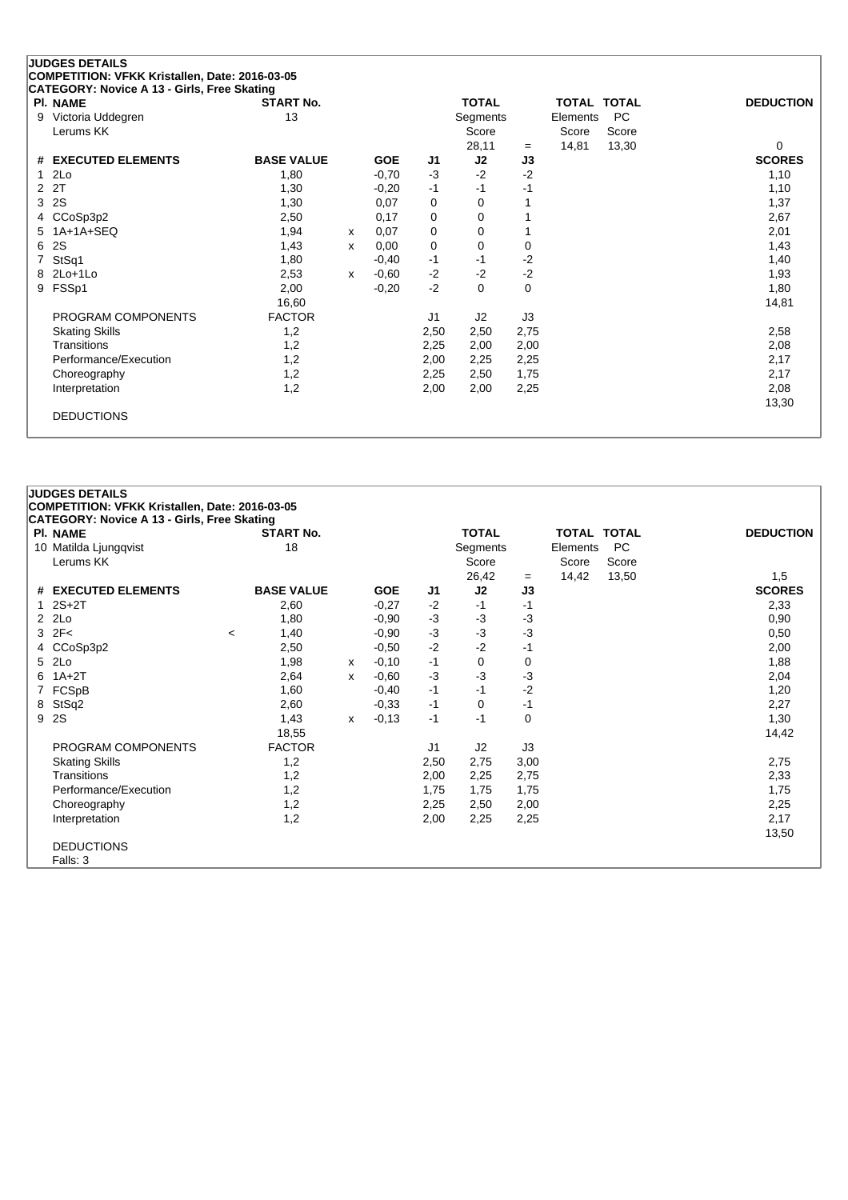**JUDGES DETAILS**
**COMPETITION: VFKK Kristallen, Date: 2016-03-05**
**CATEGORY: Novice A 13 - Girls, Free Skating**

| Pl. NAME | START No. | TOTAL Segments Score | = | TOTAL Elements Score | TOTAL PC Score | DEDUCTION |
|---|---|---|---|---|---|---|
| 9 Victoria Uddegren, Lerums KK | 13 | 28,11 | = | 14,81 | 13,30 | 0 |

| # | EXECUTED ELEMENTS | | BASE VALUE | | GOE | J1 | J2 | J3 | SCORES |
|---|---|---|---|---|---|---|---|---|---|
| 1 | 2Lo | | 1,80 | | -0,70 | -3 | -2 | -2 | 1,10 |
| 2 | 2T | | 1,30 | | -0,20 | -1 | -1 | -1 | 1,10 |
| 3 | 2S | | 1,30 | | 0,07 | 0 | 0 | 1 | 1,37 |
| 4 | CCoSp3p2 | | 2,50 | | 0,17 | 0 | 0 | 1 | 2,67 |
| 5 | 1A+1A+SEQ | | 1,94 | x | 0,07 | 0 | 0 | 1 | 2,01 |
| 6 | 2S | | 1,43 | x | 0,00 | 0 | 0 | 0 | 1,43 |
| 7 | StSq1 | | 1,80 | | -0,40 | -1 | -1 | -2 | 1,40 |
| 8 | 2Lo+1Lo | | 2,53 | x | -0,60 | -2 | -2 | -2 | 1,93 |
| 9 | FSSp1 | | 2,00 | | -0,20 | -2 | 0 | 0 | 1,80 |
| | | | 16,60 | | | | | | 14,81 |

| PROGRAM COMPONENTS | FACTOR | J1 | J2 | J3 | |
|---|---|---|---|---|---|
| Skating Skills | 1,2 | 2,50 | 2,50 | 2,75 | 2,58 |
| Transitions | 1,2 | 2,25 | 2,00 | 2,00 | 2,08 |
| Performance/Execution | 1,2 | 2,00 | 2,25 | 2,25 | 2,17 |
| Choreography | 1,2 | 2,25 | 2,50 | 1,75 | 2,17 |
| Interpretation | 1,2 | 2,00 | 2,00 | 2,25 | 2,08 |
| | | | | | 13,30 |

DEDUCTIONS

**JUDGES DETAILS**
**COMPETITION: VFKK Kristallen, Date: 2016-03-05**
**CATEGORY: Novice A 13 - Girls, Free Skating**

| Pl. NAME | START No. | TOTAL Segments Score | = | TOTAL Elements Score | TOTAL PC Score | DEDUCTION |
|---|---|---|---|---|---|---|
| 10 Matilda Ljungqvist, Lerums KK | 18 | 26,42 | = | 14,42 | 13,50 | 1,5 |

| # | EXECUTED ELEMENTS | | BASE VALUE | | GOE | J1 | J2 | J3 | SCORES |
|---|---|---|---|---|---|---|---|---|---|
| 1 | 2S+2T | | 2,60 | | -0,27 | -2 | -1 | -1 | 2,33 |
| 2 | 2Lo | | 1,80 | | -0,90 | -3 | -3 | -3 | 0,90 |
| 3 | 2F< | < | 1,40 | | -0,90 | -3 | -3 | -3 | 0,50 |
| 4 | CCoSp3p2 | | 2,50 | | -0,50 | -2 | -2 | -1 | 2,00 |
| 5 | 2Lo | | 1,98 | x | -0,10 | -1 | 0 | 0 | 1,88 |
| 6 | 1A+2T | | 2,64 | x | -0,60 | -3 | -3 | -3 | 2,04 |
| 7 | FCSpB | | 1,60 | | -0,40 | -1 | -1 | -2 | 1,20 |
| 8 | StSq2 | | 2,60 | | -0,33 | -1 | 0 | -1 | 2,27 |
| 9 | 2S | | 1,43 | x | -0,13 | -1 | -1 | 0 | 1,30 |
| | | | 18,55 | | | | | | 14,42 |

| PROGRAM COMPONENTS | FACTOR | J1 | J2 | J3 | |
|---|---|---|---|---|---|
| Skating Skills | 1,2 | 2,50 | 2,75 | 3,00 | 2,75 |
| Transitions | 1,2 | 2,00 | 2,25 | 2,75 | 2,33 |
| Performance/Execution | 1,2 | 1,75 | 1,75 | 1,75 | 1,75 |
| Choreography | 1,2 | 2,25 | 2,50 | 2,00 | 2,25 |
| Interpretation | 1,2 | 2,00 | 2,25 | 2,25 | 2,17 |
| | | | | | 13,50 |

DEDUCTIONS
Falls: 3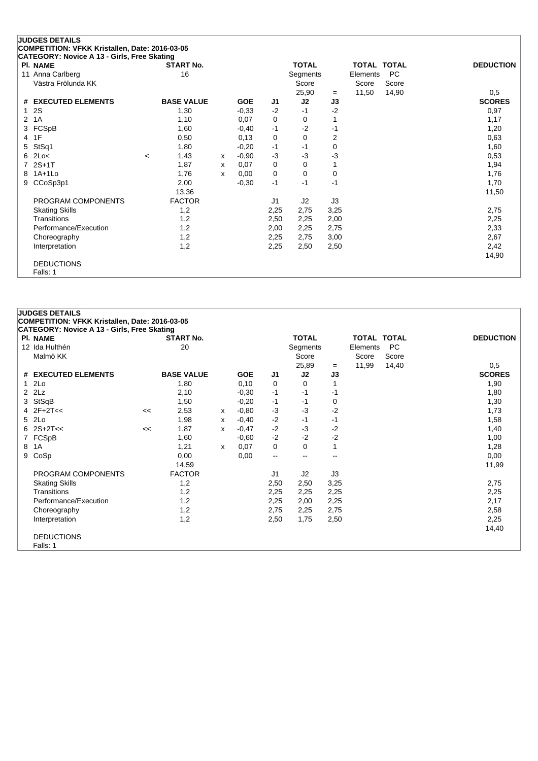**JUDGES DETAILS**

**COMPETITION: VFKK Kristallen, Date: 2016-03-05**

**CATEGORY: Novice A 13 - Girls, Free Skating**

| Pl. | NAME | START No. | TOTAL Segments Score | = | TOTAL Elements Score | TOTAL PC Score | DEDUCTION |
|---|---|---|---|---|---|---|---|
| 11 | Anna Carlberg<br>Västra Frölunda KK | 16 | 25,90 | = | 11,50 | 14,90 | 0,5 |

| # | EXECUTED ELEMENTS | | BASE VALUE | | GOE | J1 | J2 | J3 | SCORES |
|---|---|---|---|---|---|---|---|---|---|
| 1 | 2S | | 1,30 | | -0,33 | -2 | -1 | -2 | 0,97 |
| 2 | 1A | | 1,10 | | 0,07 | 0 | 0 | 1 | 1,17 |
| 3 | FCSpB | | 1,60 | | -0,40 | -1 | -2 | -1 | 1,20 |
| 4 | 1F | | 0,50 | | 0,13 | 0 | 0 | 2 | 0,63 |
| 5 | StSq1 | | 1,80 | | -0,20 | -1 | -1 | 0 | 1,60 |
| 6 | 2Lo< | < | 1,43 | x | -0,90 | -3 | -3 | -3 | 0,53 |
| 7 | 2S+1T | | 1,87 | x | 0,07 | 0 | 0 | 1 | 1,94 |
| 8 | 1A+1Lo | | 1,76 | x | 0,00 | 0 | 0 | 0 | 1,76 |
| 9 | CCoSp3p1 | | 2,00 | | -0,30 | -1 | -1 | -1 | 1,70 |
| | | | 13,36 | | | | | | 11,50 |

| PROGRAM COMPONENTS | FACTOR | J1 | J2 | J3 | |
|---|---|---|---|---|---|
| Skating Skills | 1,2 | 2,25 | 2,75 | 3,25 | 2,75 |
| Transitions | 1,2 | 2,50 | 2,25 | 2,00 | 2,25 |
| Performance/Execution | 1,2 | 2,00 | 2,25 | 2,75 | 2,33 |
| Choreography | 1,2 | 2,25 | 2,75 | 3,00 | 2,67 |
| Interpretation | 1,2 | 2,25 | 2,50 | 2,50 | 2,42 |
| | | | | | 14,90 |

DEDUCTIONS

Falls: 1

**JUDGES DETAILS**

**COMPETITION: VFKK Kristallen, Date: 2016-03-05**

**CATEGORY: Novice A 13 - Girls, Free Skating**

| Pl. | NAME | START No. | TOTAL Segments Score | = | TOTAL Elements Score | TOTAL PC Score | DEDUCTION |
|---|---|---|---|---|---|---|---|
| 12 | Ida Hulthén<br>Malmö KK | 20 | 25,89 | = | 11,99 | 14,40 | 0,5 |

| # | EXECUTED ELEMENTS | | BASE VALUE | | GOE | J1 | J2 | J3 | SCORES |
|---|---|---|---|---|---|---|---|---|---|
| 1 | 2Lo | | 1,80 | | 0,10 | 0 | 0 | 1 | 1,90 |
| 2 | 2Lz | | 2,10 | | -0,30 | -1 | -1 | -1 | 1,80 |
| 3 | StSqB | | 1,50 | | -0,20 | -1 | -1 | 0 | 1,30 |
| 4 | 2F+2T<< | << | 2,53 | x | -0,80 | -3 | -3 | -2 | 1,73 |
| 5 | 2Lo | | 1,98 | x | -0,40 | -2 | -1 | -1 | 1,58 |
| 6 | 2S+2T<< | << | 1,87 | x | -0,47 | -2 | -3 | -2 | 1,40 |
| 7 | FCSpB | | 1,60 | | -0,60 | -2 | -2 | -2 | 1,00 |
| 8 | 1A | | 1,21 | x | 0,07 | 0 | 0 | 1 | 1,28 |
| 9 | CoSp | | 0,00 | | 0,00 | -- | -- | -- | 0,00 |
| | | | 14,59 | | | | | | 11,99 |

| PROGRAM COMPONENTS | FACTOR | J1 | J2 | J3 | |
|---|---|---|---|---|---|
| Skating Skills | 1,2 | 2,50 | 2,50 | 3,25 | 2,75 |
| Transitions | 1,2 | 2,25 | 2,25 | 2,25 | 2,25 |
| Performance/Execution | 1,2 | 2,25 | 2,00 | 2,25 | 2,17 |
| Choreography | 1,2 | 2,75 | 2,25 | 2,75 | 2,58 |
| Interpretation | 1,2 | 2,50 | 1,75 | 2,50 | 2,25 |
| | | | | | 14,40 |

DEDUCTIONS

Falls: 1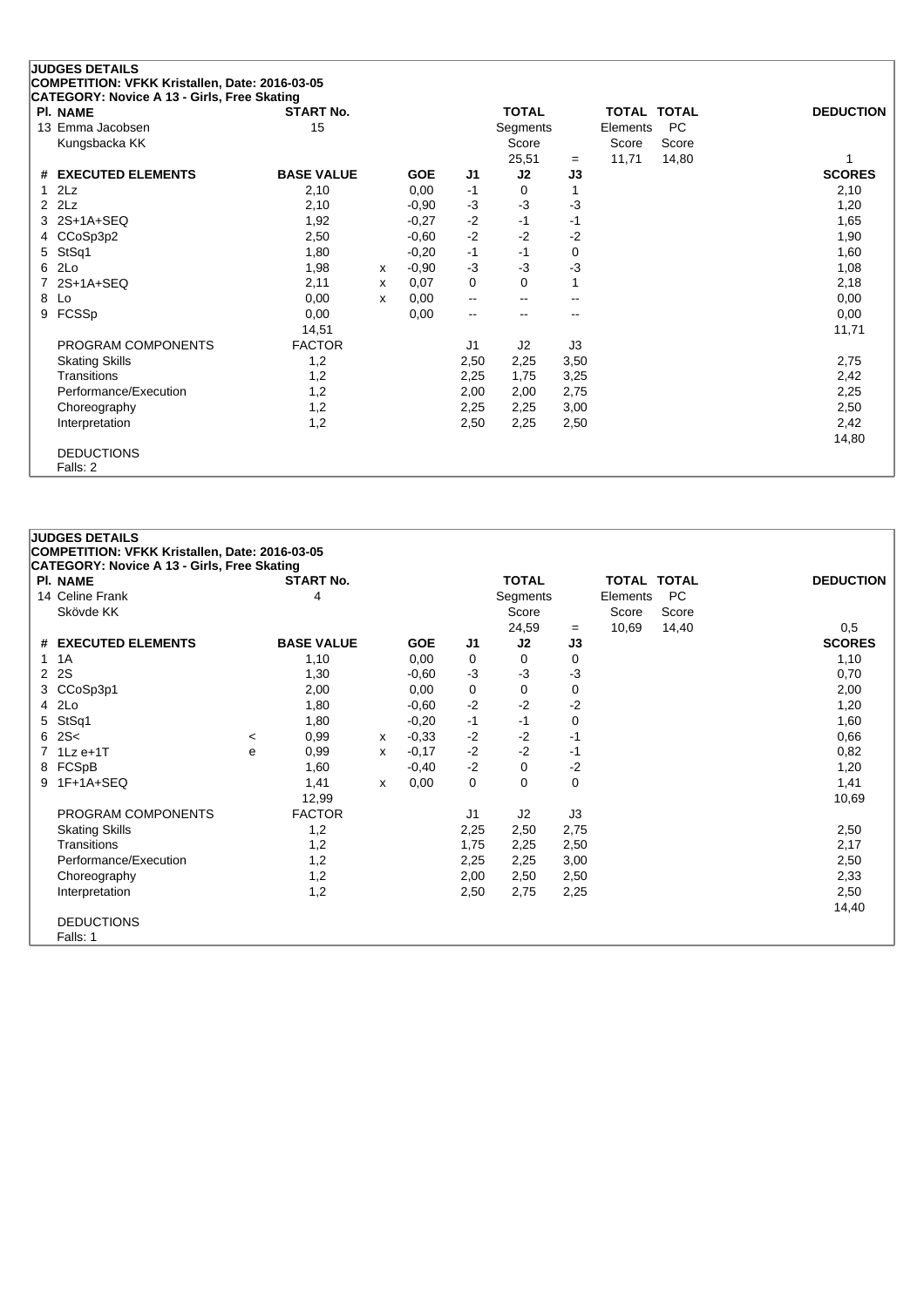**JUDGES DETAILS**
**COMPETITION: VFKK Kristallen, Date: 2016-03-05**
**CATEGORY: Novice A 13 - Girls, Free Skating**

| Pl. NAME | START No. | TOTAL Segments Score | = | TOTAL Elements Score | TOTAL PC Score | DEDUCTION |
|---|---|---|---|---|---|---|
| 13 Emma Jacobsen<br>Kungsbacka KK | 15 | 25,51 | = | 11,71 | 14,80 | 1 |

| # | EXECUTED ELEMENTS | | BASE VALUE | | GOE | J1 | J2 | J3 | SCORES |
|---|---|---|---|---|---|---|---|---|---|
| 1 | 2Lz | | 2,10 | | 0,00 | -1 | 0 | 1 | 2,10 |
| 2 | 2Lz | | 2,10 | | -0,90 | -3 | -3 | -3 | 1,20 |
| 3 | 2S+1A+SEQ | | 1,92 | | -0,27 | -2 | -1 | -1 | 1,65 |
| 4 | CCoSp3p2 | | 2,50 | | -0,60 | -2 | -2 | -2 | 1,90 |
| 5 | StSq1 | | 1,80 | | -0,20 | -1 | -1 | 0 | 1,60 |
| 6 | 2Lo | | 1,98 | x | -0,90 | -3 | -3 | -3 | 1,08 |
| 7 | 2S+1A+SEQ | | 2,11 | x | 0,07 | 0 | 0 | 1 | 2,18 |
| 8 | Lo | | 0,00 | x | 0,00 | -- | -- | -- | 0,00 |
| 9 | FCSSp | | 0,00 | | 0,00 | -- | -- | -- | 0,00 |
| | | | 14,51 | | | | | | 11,71 |

| PROGRAM COMPONENTS | FACTOR | J1 | J2 | J3 | |
|---|---|---|---|---|---|
| Skating Skills | 1,2 | 2,50 | 2,25 | 3,50 | 2,75 |
| Transitions | 1,2 | 2,25 | 1,75 | 3,25 | 2,42 |
| Performance/Execution | 1,2 | 2,00 | 2,00 | 2,75 | 2,25 |
| Choreography | 1,2 | 2,25 | 2,25 | 3,00 | 2,50 |
| Interpretation | 1,2 | 2,50 | 2,25 | 2,50 | 2,42 |
| | | | | | 14,80 |

DEDUCTIONS
Falls: 2

**JUDGES DETAILS**
**COMPETITION: VFKK Kristallen, Date: 2016-03-05**
**CATEGORY: Novice A 13 - Girls, Free Skating**

| Pl. NAME | START No. | TOTAL Segments Score | = | TOTAL Elements Score | TOTAL PC Score | DEDUCTION |
|---|---|---|---|---|---|---|
| 14 Celine Frank<br>Skövde KK | 4 | 24,59 | = | 10,69 | 14,40 | 0,5 |

| # | EXECUTED ELEMENTS | | BASE VALUE | | GOE | J1 | J2 | J3 | SCORES |
|---|---|---|---|---|---|---|---|---|---|
| 1 | 1A | | 1,10 | | 0,00 | 0 | 0 | 0 | 1,10 |
| 2 | 2S | | 1,30 | | -0,60 | -3 | -3 | -3 | 0,70 |
| 3 | CCoSp3p1 | | 2,00 | | 0,00 | 0 | 0 | 0 | 2,00 |
| 4 | 2Lo | | 1,80 | | -0,60 | -2 | -2 | -2 | 1,20 |
| 5 | StSq1 | | 1,80 | | -0,20 | -1 | -1 | 0 | 1,60 |
| 6 | 2S< | < | 0,99 | x | -0,33 | -2 | -2 | -1 | 0,66 |
| 7 | 1Lz e+1T | e | 0,99 | x | -0,17 | -2 | -2 | -1 | 0,82 |
| 8 | FCSpB | | 1,60 | | -0,40 | -2 | 0 | -2 | 1,20 |
| 9 | 1F+1A+SEQ | | 1,41 | x | 0,00 | 0 | 0 | 0 | 1,41 |
| | | | 12,99 | | | | | | 10,69 |

| PROGRAM COMPONENTS | FACTOR | J1 | J2 | J3 | |
|---|---|---|---|---|---|
| Skating Skills | 1,2 | 2,25 | 2,50 | 2,75 | 2,50 |
| Transitions | 1,2 | 1,75 | 2,25 | 2,50 | 2,17 |
| Performance/Execution | 1,2 | 2,25 | 2,25 | 3,00 | 2,50 |
| Choreography | 1,2 | 2,00 | 2,50 | 2,50 | 2,33 |
| Interpretation | 1,2 | 2,50 | 2,75 | 2,25 | 2,50 |
| | | | | | 14,40 |

DEDUCTIONS
Falls: 1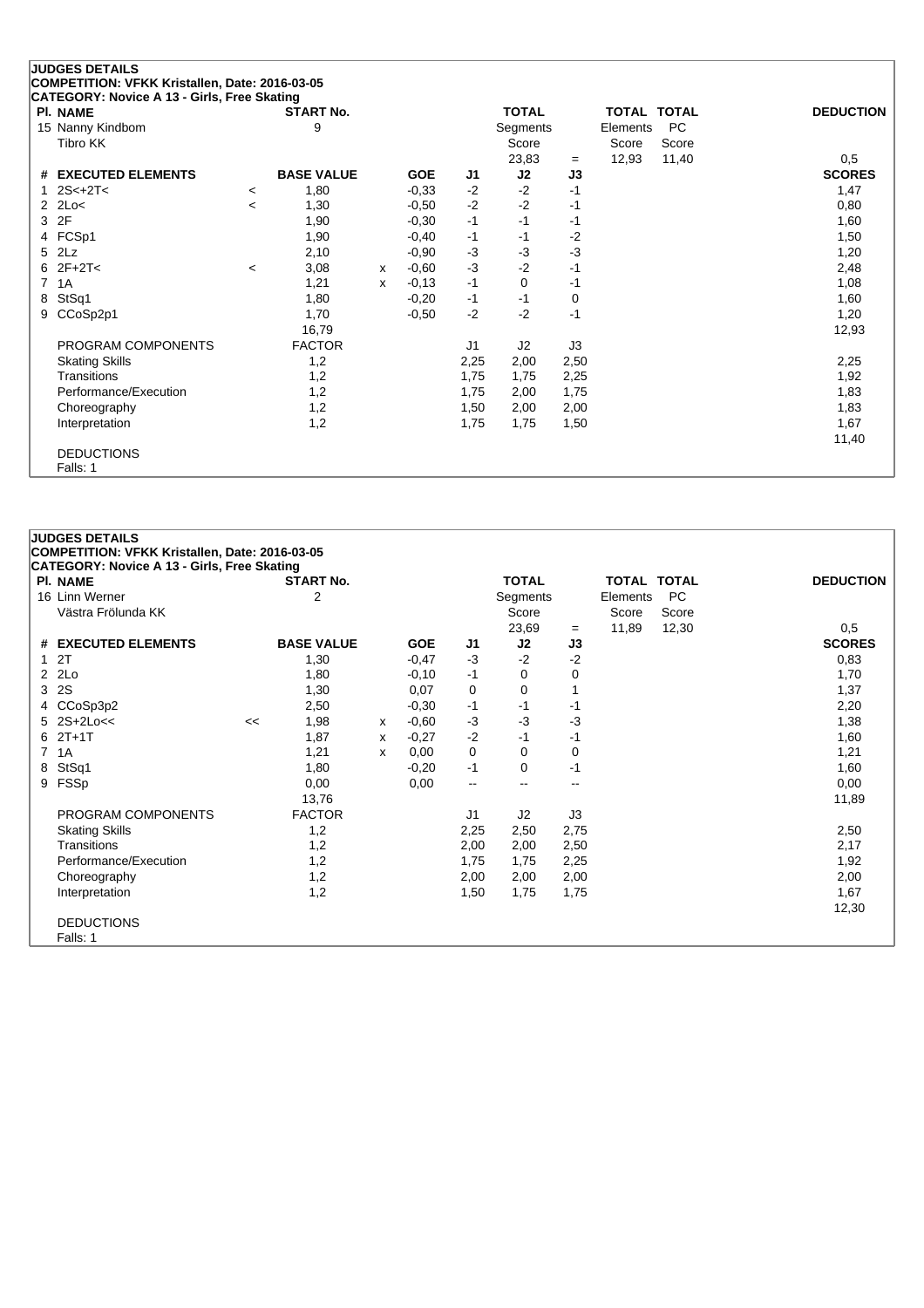**JUDGES DETAILS**
**COMPETITION: VFKK Kristallen, Date: 2016-03-05**
**CATEGORY: Novice A 13 - Girls, Free Skating**

| Pl. | NAME | START No. | TOTAL Segments Score | | TOTAL Elements Score | TOTAL PC Score | DEDUCTION |
|---|---|---|---|---|---|---|---|
| 15 | Nanny Kindbom<br>Tibro KK | 9 | 23,83 | = | 12,93 | 11,40 | 0,5 |

| # | EXECUTED ELEMENTS | | BASE VALUE | | GOE | J1 | J2 | J3 | SCORES |
|---|---|---|---|---|---|---|---|---|---|
| 1 | 2S<+2T< | < | 1,80 | | -0,33 | -2 | -2 | -1 | 1,47 |
| 2 | 2Lo< | < | 1,30 | | -0,50 | -2 | -2 | -1 | 0,80 |
| 3 | 2F | | 1,90 | | -0,30 | -1 | -1 | -1 | 1,60 |
| 4 | FCSp1 | | 1,90 | | -0,40 | -1 | -1 | -2 | 1,50 |
| 5 | 2Lz | | 2,10 | | -0,90 | -3 | -3 | -3 | 1,20 |
| 6 | 2F+2T< | < | 3,08 | x | -0,60 | -3 | -2 | -1 | 2,48 |
| 7 | 1A | | 1,21 | x | -0,13 | -1 | 0 | -1 | 1,08 |
| 8 | StSq1 | | 1,80 | | -0,20 | -1 | -1 | 0 | 1,60 |
| 9 | CCoSp2p1 | | 1,70 | | -0,50 | -2 | -2 | -1 | 1,20 |
| | | | 16,79 | | | | | | 12,93 |

| PROGRAM COMPONENTS | FACTOR | J1 | J2 | J3 | |
|---|---|---|---|---|---|
| Skating Skills | 1,2 | 2,25 | 2,00 | 2,50 | 2,25 |
| Transitions | 1,2 | 1,75 | 1,75 | 2,25 | 1,92 |
| Performance/Execution | 1,2 | 1,75 | 2,00 | 1,75 | 1,83 |
| Choreography | 1,2 | 1,50 | 2,00 | 2,00 | 1,83 |
| Interpretation | 1,2 | 1,75 | 1,75 | 1,50 | 1,67 |
| | | | | | 11,40 |

DEDUCTIONS
Falls: 1

**JUDGES DETAILS**
**COMPETITION: VFKK Kristallen, Date: 2016-03-05**
**CATEGORY: Novice A 13 - Girls, Free Skating**

| Pl. | NAME | START No. | TOTAL Segments Score | | TOTAL Elements Score | TOTAL PC Score | DEDUCTION |
|---|---|---|---|---|---|---|---|
| 16 | Linn Werner<br>Västra Frölunda KK | 2 | 23,69 | = | 11,89 | 12,30 | 0,5 |

| # | EXECUTED ELEMENTS | | BASE VALUE | | GOE | J1 | J2 | J3 | SCORES |
|---|---|---|---|---|---|---|---|---|---|
| 1 | 2T | | 1,30 | | -0,47 | -3 | -2 | -2 | 0,83 |
| 2 | 2Lo | | 1,80 | | -0,10 | -1 | 0 | 0 | 1,70 |
| 3 | 2S | | 1,30 | | 0,07 | 0 | 0 | 1 | 1,37 |
| 4 | CCoSp3p2 | | 2,50 | | -0,30 | -1 | -1 | -1 | 2,20 |
| 5 | 2S+2Lo<< | << | 1,98 | x | -0,60 | -3 | -3 | -3 | 1,38 |
| 6 | 2T+1T | | 1,87 | x | -0,27 | -2 | -1 | -1 | 1,60 |
| 7 | 1A | | 1,21 | x | 0,00 | 0 | 0 | 0 | 1,21 |
| 8 | StSq1 | | 1,80 | | -0,20 | -1 | 0 | -1 | 1,60 |
| 9 | FSSp | | 0,00 | | 0,00 | -- | -- | -- | 0,00 |
| | | | 13,76 | | | | | | 11,89 |

| PROGRAM COMPONENTS | FACTOR | J1 | J2 | J3 | |
|---|---|---|---|---|---|
| Skating Skills | 1,2 | 2,25 | 2,50 | 2,75 | 2,50 |
| Transitions | 1,2 | 2,00 | 2,00 | 2,50 | 2,17 |
| Performance/Execution | 1,2 | 1,75 | 1,75 | 2,25 | 1,92 |
| Choreography | 1,2 | 2,00 | 2,00 | 2,00 | 2,00 |
| Interpretation | 1,2 | 1,50 | 1,75 | 1,75 | 1,67 |
| | | | | | 12,30 |

DEDUCTIONS
Falls: 1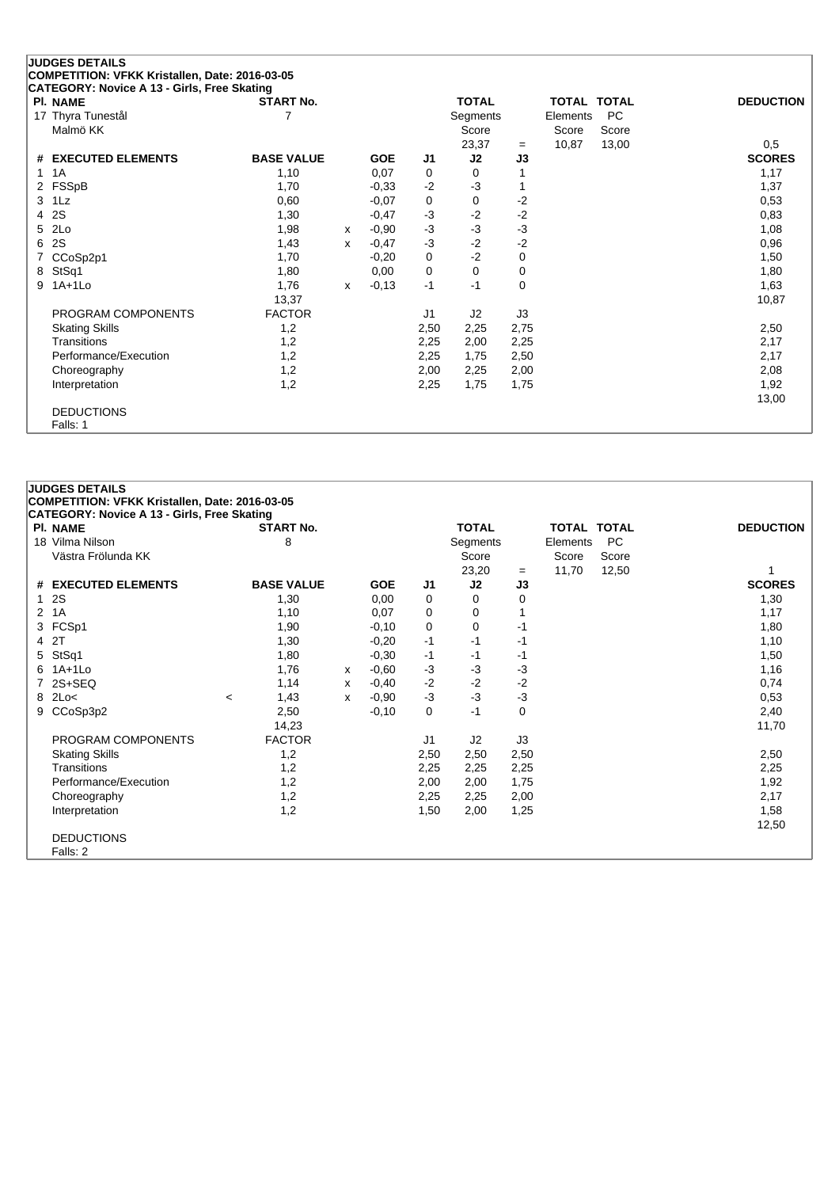**JUDGES DETAILS**
**COMPETITION: VFKK Kristallen, Date: 2016-03-05**
**CATEGORY: Novice A 13 - Girls, Free Skating**

| Pl. | NAME | START No. | | | | TOTAL Segments Score | | TOTAL Elements Score | TOTAL PC Score | DEDUCTION |
|---|---|---|---|---|---|---|---|---|---|---|
| 17 | Thyra Tuneståł<br>Malmö KK | 7 | | | | 23,37 | = | 10,87 | 13,00 | 0,5 |

| # | EXECUTED ELEMENTS | | BASE VALUE | | GOE | J1 | J2 | J3 | SCORES |
|---|---|---|---|---|---|---|---|---|---|
| 1 | 1A | | 1,10 | | 0,07 | 0 | 0 | 1 | 1,17 |
| 2 | FSSpB | | 1,70 | | -0,33 | -2 | -3 | 1 | 1,37 |
| 3 | 1Lz | | 0,60 | | -0,07 | 0 | 0 | -2 | 0,53 |
| 4 | 2S | | 1,30 | | -0,47 | -3 | -2 | -2 | 0,83 |
| 5 | 2Lo | | 1,98 | x | -0,90 | -3 | -3 | -3 | 1,08 |
| 6 | 2S | | 1,43 | x | -0,47 | -3 | -2 | -2 | 0,96 |
| 7 | CCoSp2p1 | | 1,70 | | -0,20 | 0 | -2 | 0 | 1,50 |
| 8 | StSq1 | | 1,80 | | 0,00 | 0 | 0 | 0 | 1,80 |
| 9 | 1A+1Lo | | 1,76 | x | -0,13 | -1 | -1 | 0 | 1,63 |
| | | | 13,37 | | | | | | 10,87 |

| PROGRAM COMPONENTS | FACTOR | J1 | J2 | J3 | |
|---|---|---|---|---|---|
| Skating Skills | 1,2 | 2,50 | 2,25 | 2,75 | 2,50 |
| Transitions | 1,2 | 2,25 | 2,00 | 2,25 | 2,17 |
| Performance/Execution | 1,2 | 2,25 | 1,75 | 2,50 | 2,17 |
| Choreography | 1,2 | 2,00 | 2,25 | 2,00 | 2,08 |
| Interpretation | 1,2 | 2,25 | 1,75 | 1,75 | 1,92 |
| | | | | | 13,00 |

DEDUCTIONS
Falls: 1

**JUDGES DETAILS**
**COMPETITION: VFKK Kristallen, Date: 2016-03-05**
**CATEGORY: Novice A 13 - Girls, Free Skating**

| Pl. | NAME | START No. | | | | TOTAL Segments Score | | TOTAL Elements Score | TOTAL PC Score | DEDUCTION |
|---|---|---|---|---|---|---|---|---|---|---|
| 18 | Vilma Nilson<br>Västra Frölunda KK | 8 | | | | 23,20 | = | 11,70 | 12,50 | 1 |

| # | EXECUTED ELEMENTS | | BASE VALUE | | GOE | J1 | J2 | J3 | SCORES |
|---|---|---|---|---|---|---|---|---|---|
| 1 | 2S | | 1,30 | | 0,00 | 0 | 0 | 0 | 1,30 |
| 2 | 1A | | 1,10 | | 0,07 | 0 | 0 | 1 | 1,17 |
| 3 | FCSp1 | | 1,90 | | -0,10 | 0 | 0 | -1 | 1,80 |
| 4 | 2T | | 1,30 | | -0,20 | -1 | -1 | -1 | 1,10 |
| 5 | StSq1 | | 1,80 | | -0,30 | -1 | -1 | -1 | 1,50 |
| 6 | 1A+1Lo | | 1,76 | x | -0,60 | -3 | -3 | -3 | 1,16 |
| 7 | 2S+SEQ | | 1,14 | x | -0,40 | -2 | -2 | -2 | 0,74 |
| 8 | 2Lo< | < | 1,43 | x | -0,90 | -3 | -3 | -3 | 0,53 |
| 9 | CCoSp3p2 | | 2,50 | | -0,10 | 0 | -1 | 0 | 2,40 |
| | | | 14,23 | | | | | | 11,70 |

| PROGRAM COMPONENTS | FACTOR | J1 | J2 | J3 | |
|---|---|---|---|---|---|
| Skating Skills | 1,2 | 2,50 | 2,50 | 2,50 | 2,50 |
| Transitions | 1,2 | 2,25 | 2,25 | 2,25 | 2,25 |
| Performance/Execution | 1,2 | 2,00 | 2,00 | 1,75 | 1,92 |
| Choreography | 1,2 | 2,25 | 2,25 | 2,00 | 2,17 |
| Interpretation | 1,2 | 1,50 | 2,00 | 1,25 | 1,58 |
| | | | | | 12,50 |

DEDUCTIONS
Falls: 2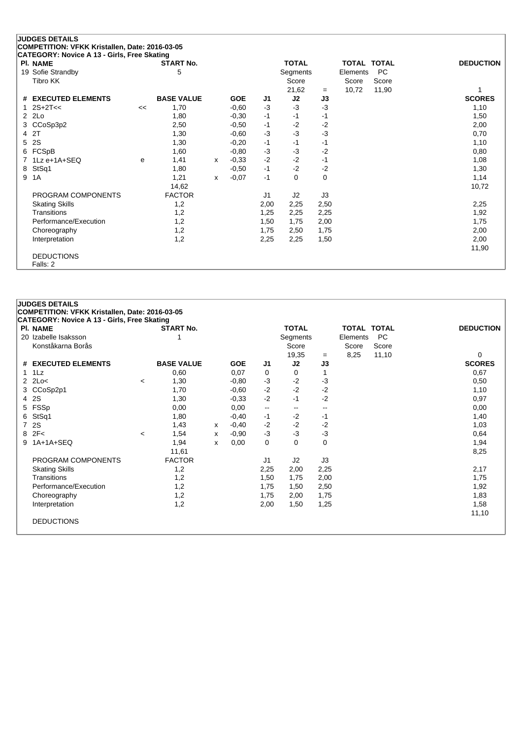## JUDGES DETAILS

**COMPETITION: VFKK Kristallen, Date: 2016-03-05**

**CATEGORY: Novice A 13 - Girls, Free Skating**

| Pl. | NAME | START No. | TOTAL Segments Score | | TOTAL Elements Score | TOTAL PC Score | DEDUCTION |
|---|---|---|---|---|---|---|---|
| 19 | Sofie Strandby<br>Tibro KK | 5 | 21,62 | = | 10,72 | 11,90 | 1 |

| # | EXECUTED ELEMENTS | | BASE VALUE | | GOE | J1 | J2 | J3 | SCORES |
|---|---|---|---|---|---|---|---|---|---|
| 1 | 2S+2T<< | << | 1,70 | | -0,60 | -3 | -3 | -3 | 1,10 |
| 2 | 2Lo | | 1,80 | | -0,30 | -1 | -1 | -1 | 1,50 |
| 3 | CCoSp3p2 | | 2,50 | | -0,50 | -1 | -2 | -2 | 2,00 |
| 4 | 2T | | 1,30 | | -0,60 | -3 | -3 | -3 | 0,70 |
| 5 | 2S | | 1,30 | | -0,20 | -1 | -1 | -1 | 1,10 |
| 6 | FCSpB | | 1,60 | | -0,80 | -3 | -3 | -2 | 0,80 |
| 7 | 1Lz e+1A+SEQ | e | 1,41 | x | -0,33 | -2 | -2 | -1 | 1,08 |
| 8 | StSq1 | | 1,80 | | -0,50 | -1 | -2 | -2 | 1,30 |
| 9 | 1A | | 1,21 | x | -0,07 | -1 | 0 | 0 | 1,14 |
| | | | 14,62 | | | | | | 10,72 |

| PROGRAM COMPONENTS | FACTOR | J1 | J2 | J3 | SCORES |
|---|---|---|---|---|---|
| Skating Skills | 1,2 | 2,00 | 2,25 | 2,50 | 2,25 |
| Transitions | 1,2 | 1,25 | 2,25 | 2,25 | 1,92 |
| Performance/Execution | 1,2 | 1,50 | 1,75 | 2,00 | 1,75 |
| Choreography | 1,2 | 1,75 | 2,50 | 1,75 | 2,00 |
| Interpretation | 1,2 | 2,25 | 2,25 | 1,50 | 2,00 |
| | | | | | 11,90 |

DEDUCTIONS

Falls: 2

## JUDGES DETAILS

**COMPETITION: VFKK Kristallen, Date: 2016-03-05**

**CATEGORY: Novice A 13 - Girls, Free Skating**

| Pl. | NAME | START No. | TOTAL Segments Score | | TOTAL Elements Score | TOTAL PC Score | DEDUCTION |
|---|---|---|---|---|---|---|---|
| 20 | Izabelle Isaksson<br>Konståkarna Borås | 1 | 19,35 | = | 8,25 | 11,10 | 0 |

| # | EXECUTED ELEMENTS | | BASE VALUE | | GOE | J1 | J2 | J3 | SCORES |
|---|---|---|---|---|---|---|---|---|---|
| 1 | 1Lz | | 0,60 | | 0,07 | 0 | 0 | 1 | 0,67 |
| 2 | 2Lo< | < | 1,30 | | -0,80 | -3 | -2 | -3 | 0,50 |
| 3 | CCoSp2p1 | | 1,70 | | -0,60 | -2 | -2 | -2 | 1,10 |
| 4 | 2S | | 1,30 | | -0,33 | -2 | -1 | -2 | 0,97 |
| 5 | FSSp | | 0,00 | | 0,00 | -- | -- | -- | 0,00 |
| 6 | StSq1 | | 1,80 | | -0,40 | -1 | -2 | -1 | 1,40 |
| 7 | 2S | | 1,43 | x | -0,40 | -2 | -2 | -2 | 1,03 |
| 8 | 2F< | < | 1,54 | x | -0,90 | -3 | -3 | -3 | 0,64 |
| 9 | 1A+1A+SEQ | | 1,94 | x | 0,00 | 0 | 0 | 0 | 1,94 |
| | | | 11,61 | | | | | | 8,25 |

| PROGRAM COMPONENTS | FACTOR | J1 | J2 | J3 | SCORES |
|---|---|---|---|---|---|
| Skating Skills | 1,2 | 2,25 | 2,00 | 2,25 | 2,17 |
| Transitions | 1,2 | 1,50 | 1,75 | 2,00 | 1,75 |
| Performance/Execution | 1,2 | 1,75 | 1,50 | 2,50 | 1,92 |
| Choreography | 1,2 | 1,75 | 2,00 | 1,75 | 1,83 |
| Interpretation | 1,2 | 2,00 | 1,50 | 1,25 | 1,58 |
| | | | | | 11,10 |

DEDUCTIONS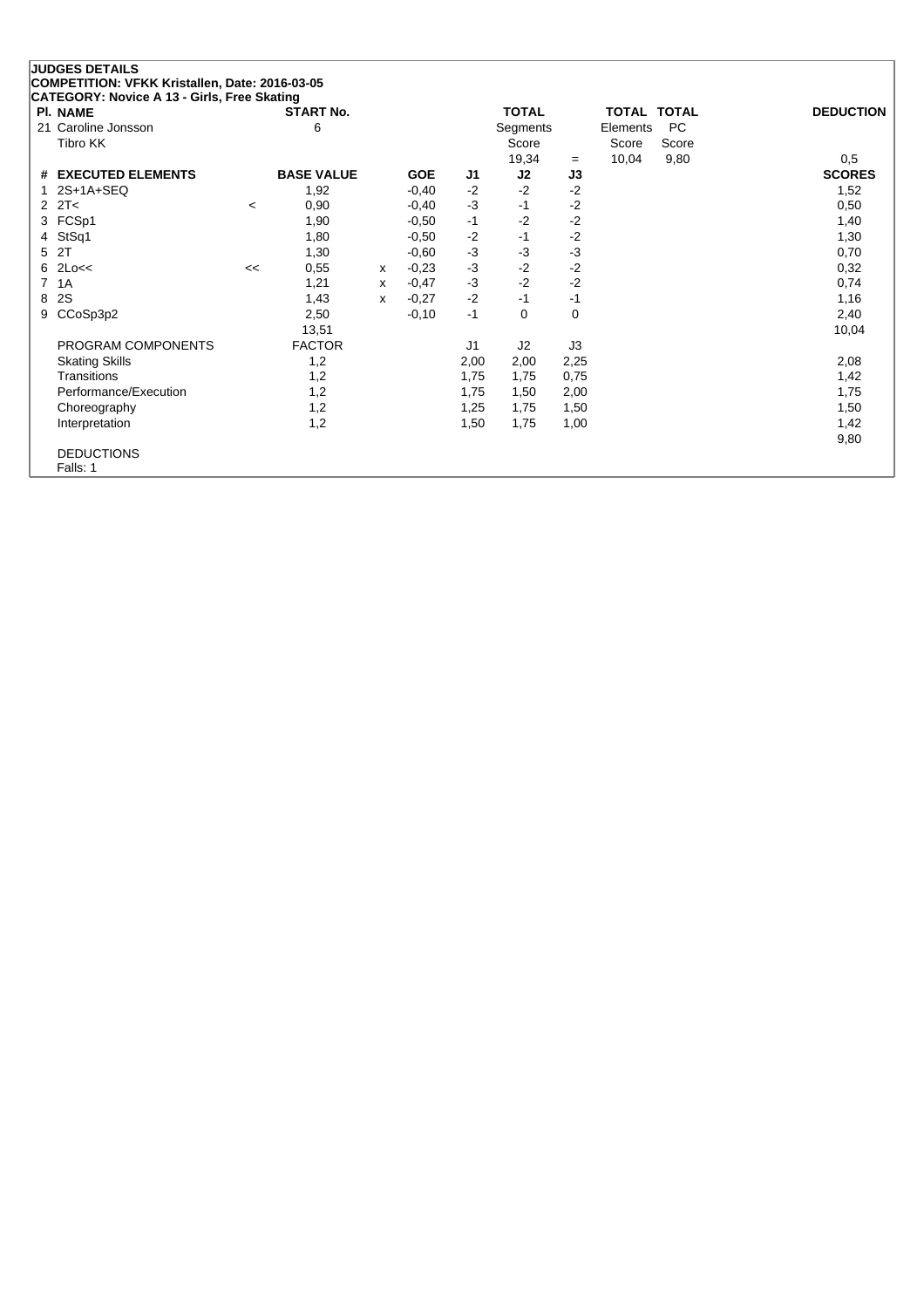**JUDGES DETAILS**

**COMPETITION: VFKK Kristallen, Date: 2016-03-05**

**CATEGORY: Novice A 13 - Girls, Free Skating**

| Pl. NAME | START No. | TOTAL Segments Score | = | TOTAL Elements Score | TOTAL PC Score | DEDUCTION |
|---|---|---|---|---|---|---|
| 21 Caroline Jonsson<br>Tibro KK | 6 | 19,34 | = | 10,04 | 9,80 | 0,5 |

| # | EXECUTED ELEMENTS | | BASE VALUE | | GOE | J1 | J2 | J3 | SCORES |
|---|---|---|---|---|---|---|---|---|---|
| 1 | 2S+1A+SEQ | | 1,92 | | -0,40 | -2 | -2 | -2 | 1,52 |
| 2 | 2T< | < | 0,90 | | -0,40 | -3 | -1 | -2 | 0,50 |
| 3 | FCSp1 | | 1,90 | | -0,50 | -1 | -2 | -2 | 1,40 |
| 4 | StSq1 | | 1,80 | | -0,50 | -2 | -1 | -2 | 1,30 |
| 5 | 2T | | 1,30 | | -0,60 | -3 | -3 | -3 | 0,70 |
| 6 | 2Lo<< | << | 0,55 | x | -0,23 | -3 | -2 | -2 | 0,32 |
| 7 | 1A | | 1,21 | x | -0,47 | -3 | -2 | -2 | 0,74 |
| 8 | 2S | | 1,43 | x | -0,27 | -2 | -1 | -1 | 1,16 |
| 9 | CCoSp3p2 | | 2,50 | | -0,10 | -1 | 0 | 0 | 2,40 |
| | | | 13,51 | | | | | | 10,04 |

| PROGRAM COMPONENTS | FACTOR | J1 | J2 | J3 | |
|---|---|---|---|---|---|
| Skating Skills | 1,2 | 2,00 | 2,00 | 2,25 | 2,08 |
| Transitions | 1,2 | 1,75 | 1,75 | 0,75 | 1,42 |
| Performance/Execution | 1,2 | 1,75 | 1,50 | 2,00 | 1,75 |
| Choreography | 1,2 | 1,25 | 1,75 | 1,50 | 1,50 |
| Interpretation | 1,2 | 1,50 | 1,75 | 1,00 | 1,42 |
| | | | | | 9,80 |

DEDUCTIONS

Falls: 1